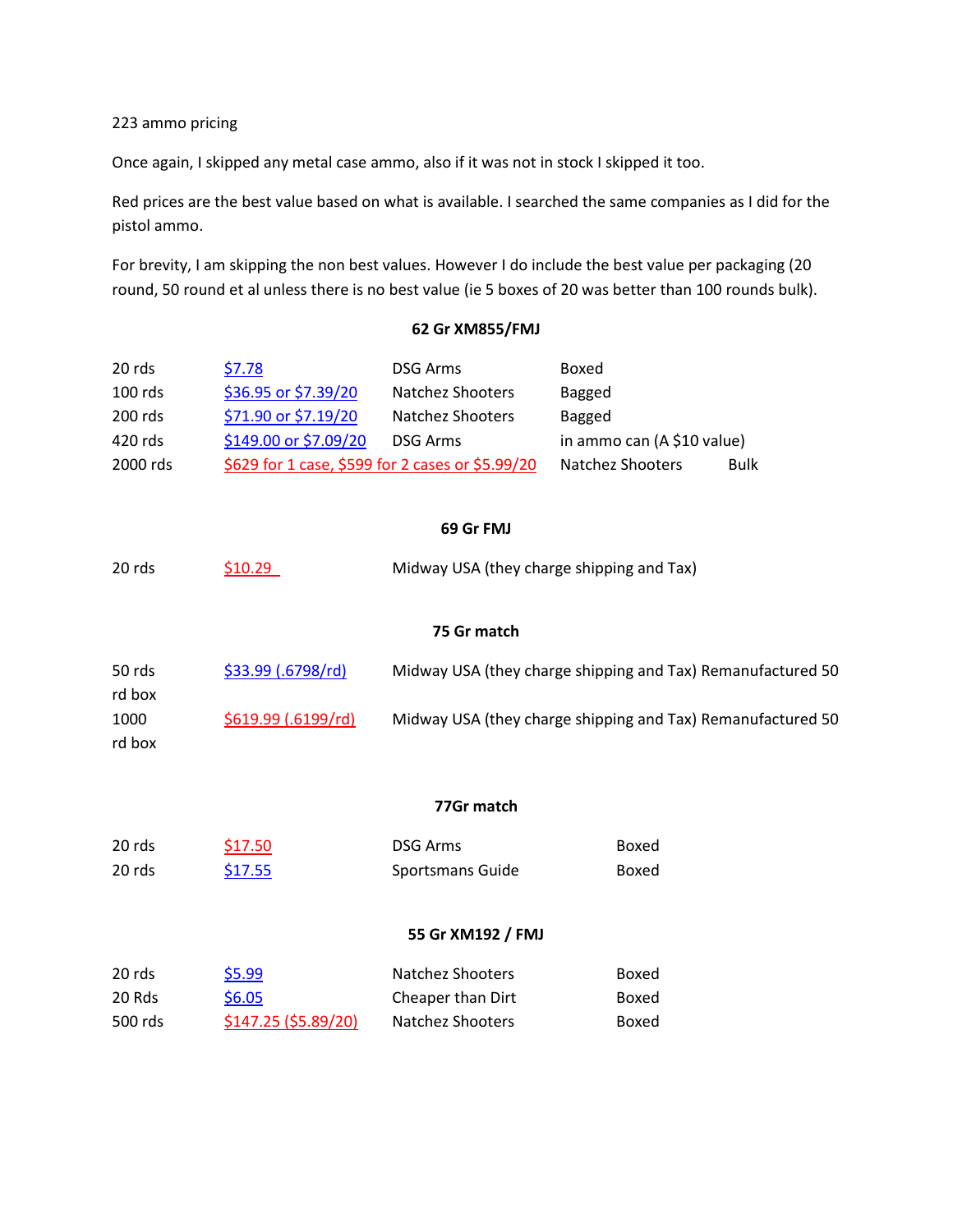223 ammo pricing

Once again, I skipped any metal case ammo, also if it was not in stock I skipped it too.

Red prices are the best value based on what is available. I searched the same companies as I did for the pistol ammo.

For brevity, I am skipping the non best values. However I do include the best value per packaging (20 round, 50 round et al unless there is no best value (ie 5 boxes of 20 was better than 100 rounds bulk).

**62 Gr XM855/FMJ**

| | | | | |
|---|---|---|---|---|
| 20 rds | $7.78 | DSG Arms | Boxed | |
| 100 rds | $36.95 or $7.39/20 | Natchez Shooters | Bagged | |
| 200 rds | $71.90 or $7.19/20 | Natchez Shooters | Bagged | |
| 420 rds | $149.00 or $7.09/20 | DSG Arms | in ammo can (A $10 value) | |
| 2000 rds | $629 for 1 case, $599 for 2 cases or $5.99/20 | Natchez Shooters | | Bulk |

**69 Gr FMJ**

| | | |
|---|---|---|
| 20 rds | $10.29 | Midway USA (they charge shipping and Tax) |

**75 Gr match**

| | | |
|---|---|---|
| 50 rds rd box | $33.99 (.6798/rd) | Midway USA (they charge shipping and Tax) Remanufactured 50 |
| 1000 rd box | $619.99 (.6199/rd) | Midway USA (they charge shipping and Tax) Remanufactured 50 |

**77Gr match**

| | | | |
|---|---|---|---|
| 20 rds | $17.50 | DSG Arms | Boxed |
| 20 rds | $17.55 | Sportsmans Guide | Boxed |

**55 Gr XM192 / FMJ**

| | | | |
|---|---|---|---|
| 20 rds | $5.99 | Natchez Shooters | Boxed |
| 20 Rds | $6.05 | Cheaper than Dirt | Boxed |
| 500 rds | $147.25 ($5.89/20) | Natchez Shooters | Boxed |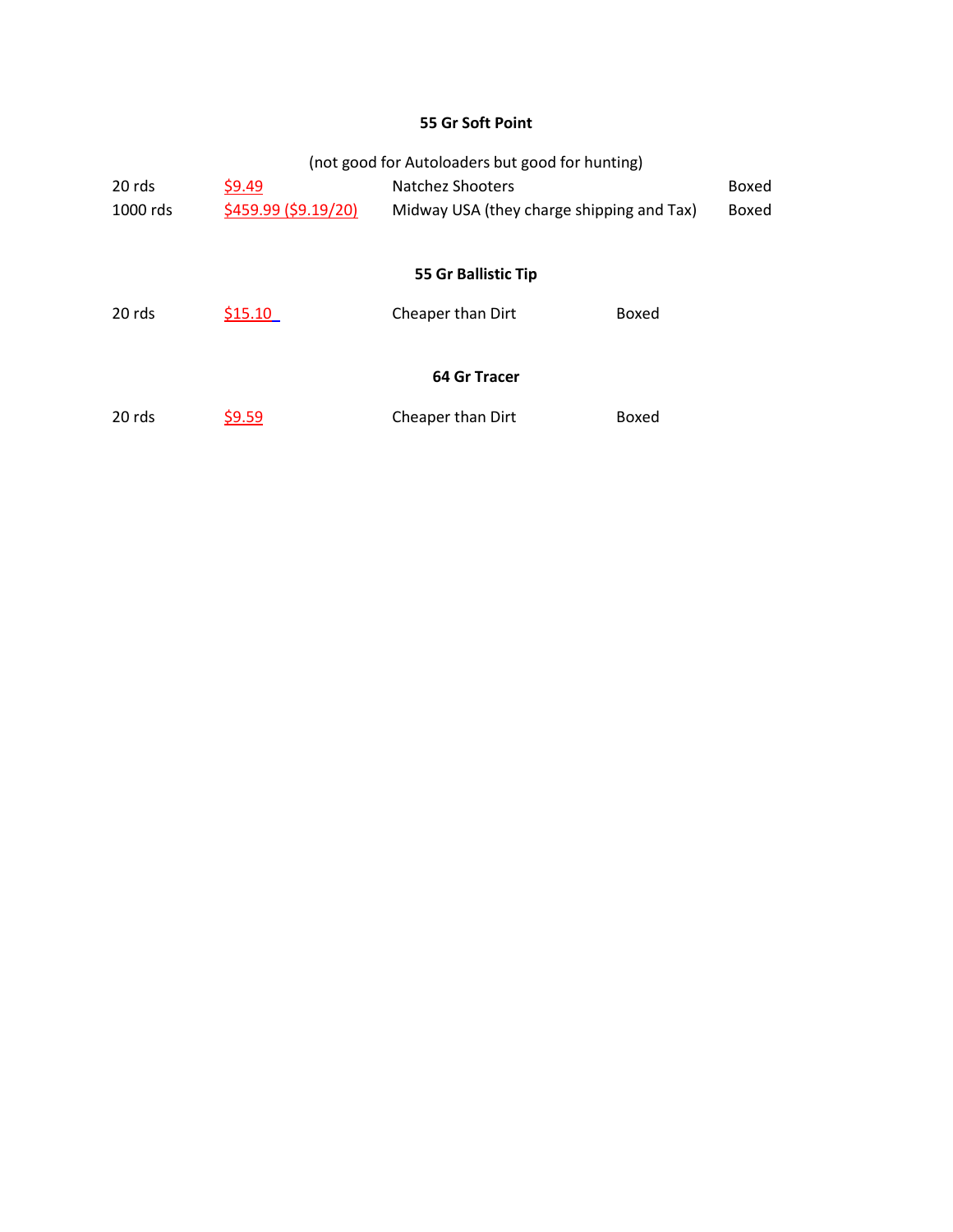**55 Gr Soft Point**

(not good for Autoloaders but good for hunting)

| | | | |
|---|---|---|---|
| 20 rds | $9.49 | Natchez Shooters | Boxed |
| 1000 rds | $459.99 ($9.19/20) | Midway USA (they charge shipping and Tax) | Boxed |

**55 Gr Ballistic Tip**

| | | | |
|---|---|---|---|
| 20 rds | $15.10 | Cheaper than Dirt | Boxed |

**64 Gr Tracer**

| | | | |
|---|---|---|---|
| 20 rds | $9.59 | Cheaper than Dirt | Boxed |